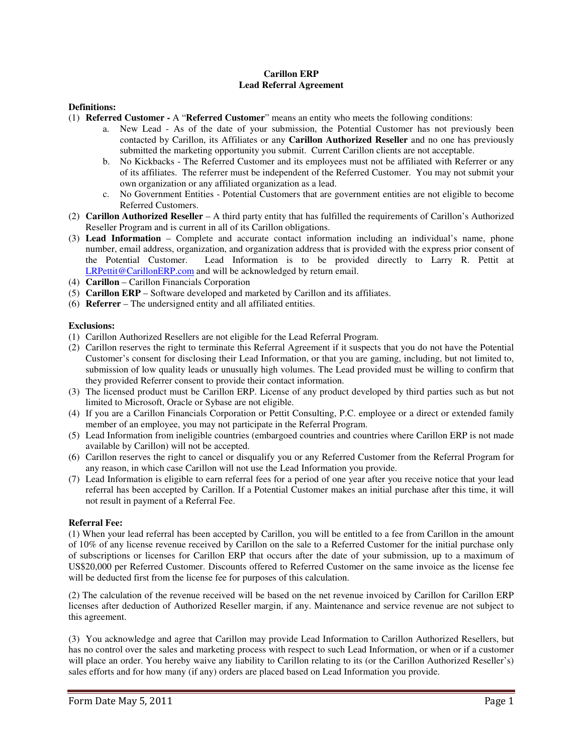# Carillon ERP
## Lead Referral Agreement

**Definitions:**

(1) **Referred Customer -** A "**Referred Customer**" means an entity who meets the following conditions:

a. New Lead - As of the date of your submission, the Potential Customer has not previously been contacted by Carillon, its Affiliates or any **Carillon Authorized Reseller** and no one has previously submitted the marketing opportunity you submit. Current Carillon clients are not acceptable.

b. No Kickbacks - The Referred Customer and its employees must not be affiliated with Referrer or any of its affiliates. The referrer must be independent of the Referred Customer. You may not submit your own organization or any affiliated organization as a lead.

c. No Government Entities - Potential Customers that are government entities are not eligible to become Referred Customers.

(2) **Carillon Authorized Reseller** – A third party entity that has fulfilled the requirements of Carillon's Authorized Reseller Program and is current in all of its Carillon obligations.

(3) **Lead Information** – Complete and accurate contact information including an individual's name, phone number, email address, organization, and organization address that is provided with the express prior consent of the Potential Customer. Lead Information is to be provided directly to Larry R. Pettit at LRPettit@CarillonERP.com and will be acknowledged by return email.

(4) **Carillon** – Carillon Financials Corporation

(5) **Carillon ERP** – Software developed and marketed by Carillon and its affiliates.

(6) **Referrer** – The undersigned entity and all affiliated entities.

**Exclusions:**

(1) Carillon Authorized Resellers are not eligible for the Lead Referral Program.

(2) Carillon reserves the right to terminate this Referral Agreement if it suspects that you do not have the Potential Customer's consent for disclosing their Lead Information, or that you are gaming, including, but not limited to, submission of low quality leads or unusually high volumes. The Lead provided must be willing to confirm that they provided Referrer consent to provide their contact information.

(3) The licensed product must be Carillon ERP. License of any product developed by third parties such as but not limited to Microsoft, Oracle or Sybase are not eligible.

(4) If you are a Carillon Financials Corporation or Pettit Consulting, P.C. employee or a direct or extended family member of an employee, you may not participate in the Referral Program.

(5) Lead Information from ineligible countries (embargoed countries and countries where Carillon ERP is not made available by Carillon) will not be accepted.

(6) Carillon reserves the right to cancel or disqualify you or any Referred Customer from the Referral Program for any reason, in which case Carillon will not use the Lead Information you provide.

(7) Lead Information is eligible to earn referral fees for a period of one year after you receive notice that your lead referral has been accepted by Carillon. If a Potential Customer makes an initial purchase after this time, it will not result in payment of a Referral Fee.

**Referral Fee:**

(1) When your lead referral has been accepted by Carillon, you will be entitled to a fee from Carillon in the amount of 10% of any license revenue received by Carillon on the sale to a Referred Customer for the initial purchase only of subscriptions or licenses for Carillon ERP that occurs after the date of your submission, up to a maximum of US$20,000 per Referred Customer. Discounts offered to Referred Customer on the same invoice as the license fee will be deducted first from the license fee for purposes of this calculation.

(2) The calculation of the revenue received will be based on the net revenue invoiced by Carillon for Carillon ERP licenses after deduction of Authorized Reseller margin, if any. Maintenance and service revenue are not subject to this agreement.

(3) You acknowledge and agree that Carillon may provide Lead Information to Carillon Authorized Resellers, but has no control over the sales and marketing process with respect to such Lead Information, or when or if a customer will place an order. You hereby waive any liability to Carillon relating to its (or the Carillon Authorized Reseller's) sales efforts and for how many (if any) orders are placed based on Lead Information you provide.

Form Date May 5, 2011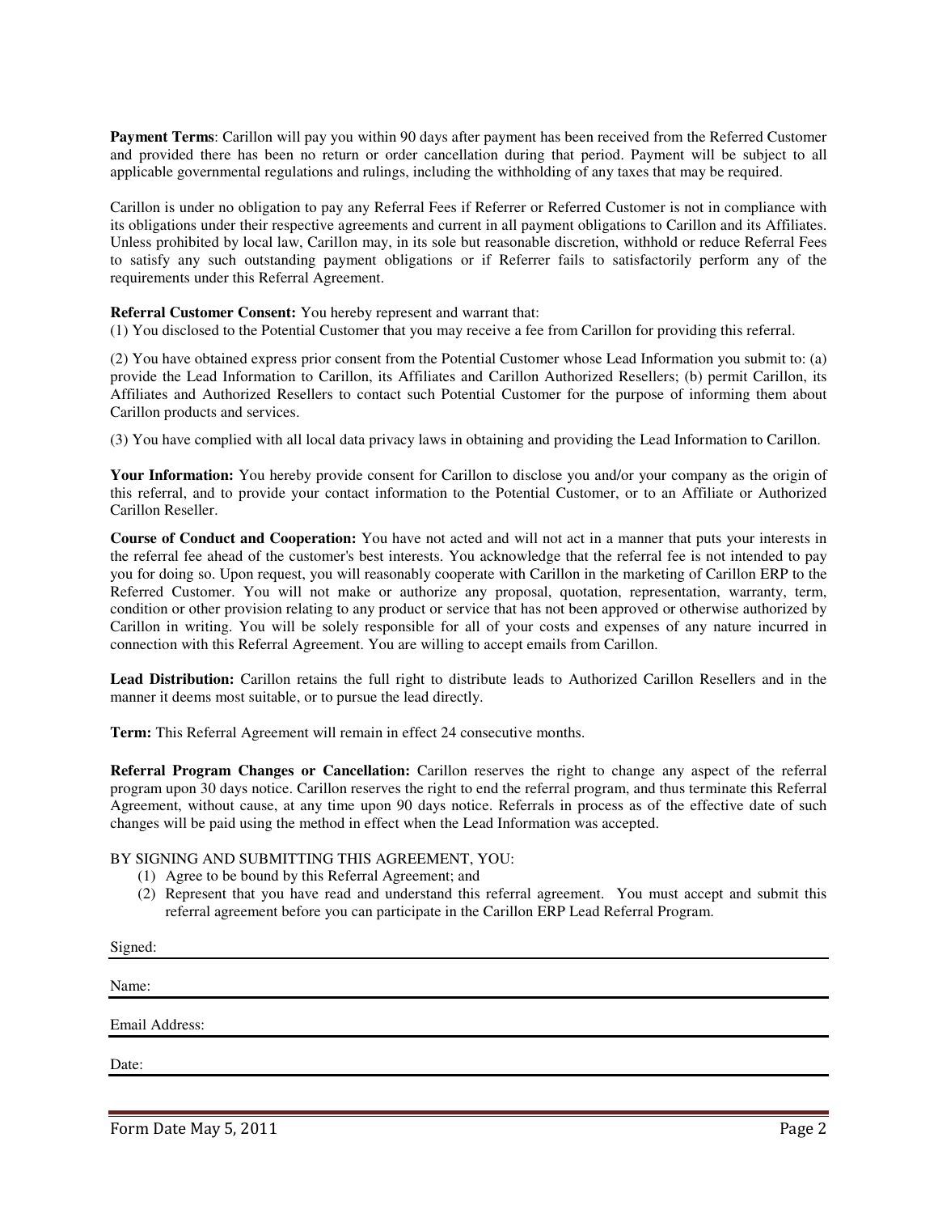**Payment Terms**: Carillon will pay you within 90 days after payment has been received from the Referred Customer and provided there has been no return or order cancellation during that period. Payment will be subject to all applicable governmental regulations and rulings, including the withholding of any taxes that may be required.

Carillon is under no obligation to pay any Referral Fees if Referrer or Referred Customer is not in compliance with its obligations under their respective agreements and current in all payment obligations to Carillon and its Affiliates. Unless prohibited by local law, Carillon may, in its sole but reasonable discretion, withhold or reduce Referral Fees to satisfy any such outstanding payment obligations or if Referrer fails to satisfactorily perform any of the requirements under this Referral Agreement.

**Referral Customer Consent:** You hereby represent and warrant that:

(1) You disclosed to the Potential Customer that you may receive a fee from Carillon for providing this referral.

(2) You have obtained express prior consent from the Potential Customer whose Lead Information you submit to: (a) provide the Lead Information to Carillon, its Affiliates and Carillon Authorized Resellers; (b) permit Carillon, its Affiliates and Authorized Resellers to contact such Potential Customer for the purpose of informing them about Carillon products and services.

(3) You have complied with all local data privacy laws in obtaining and providing the Lead Information to Carillon.

**Your Information:** You hereby provide consent for Carillon to disclose you and/or your company as the origin of this referral, and to provide your contact information to the Potential Customer, or to an Affiliate or Authorized Carillon Reseller.

**Course of Conduct and Cooperation:** You have not acted and will not act in a manner that puts your interests in the referral fee ahead of the customer's best interests. You acknowledge that the referral fee is not intended to pay you for doing so. Upon request, you will reasonably cooperate with Carillon in the marketing of Carillon ERP to the Referred Customer. You will not make or authorize any proposal, quotation, representation, warranty, term, condition or other provision relating to any product or service that has not been approved or otherwise authorized by Carillon in writing. You will be solely responsible for all of your costs and expenses of any nature incurred in connection with this Referral Agreement. You are willing to accept emails from Carillon.

**Lead Distribution:** Carillon retains the full right to distribute leads to Authorized Carillon Resellers and in the manner it deems most suitable, or to pursue the lead directly.

**Term:** This Referral Agreement will remain in effect 24 consecutive months.

**Referral Program Changes or Cancellation:** Carillon reserves the right to change any aspect of the referral program upon 30 days notice. Carillon reserves the right to end the referral program, and thus terminate this Referral Agreement, without cause, at any time upon 90 days notice. Referrals in process as of the effective date of such changes will be paid using the method in effect when the Lead Information was accepted.

BY SIGNING AND SUBMITTING THIS AGREEMENT, YOU:

(1) Agree to be bound by this Referral Agreement; and
(2) Represent that you have read and understand this referral agreement. You must accept and submit this referral agreement before you can participate in the Carillon ERP Lead Referral Program.

Signed: ______________________________

Name: ______________________________

Email Address: ______________________________

Date: ______________________________

Form Date May 5, 2011